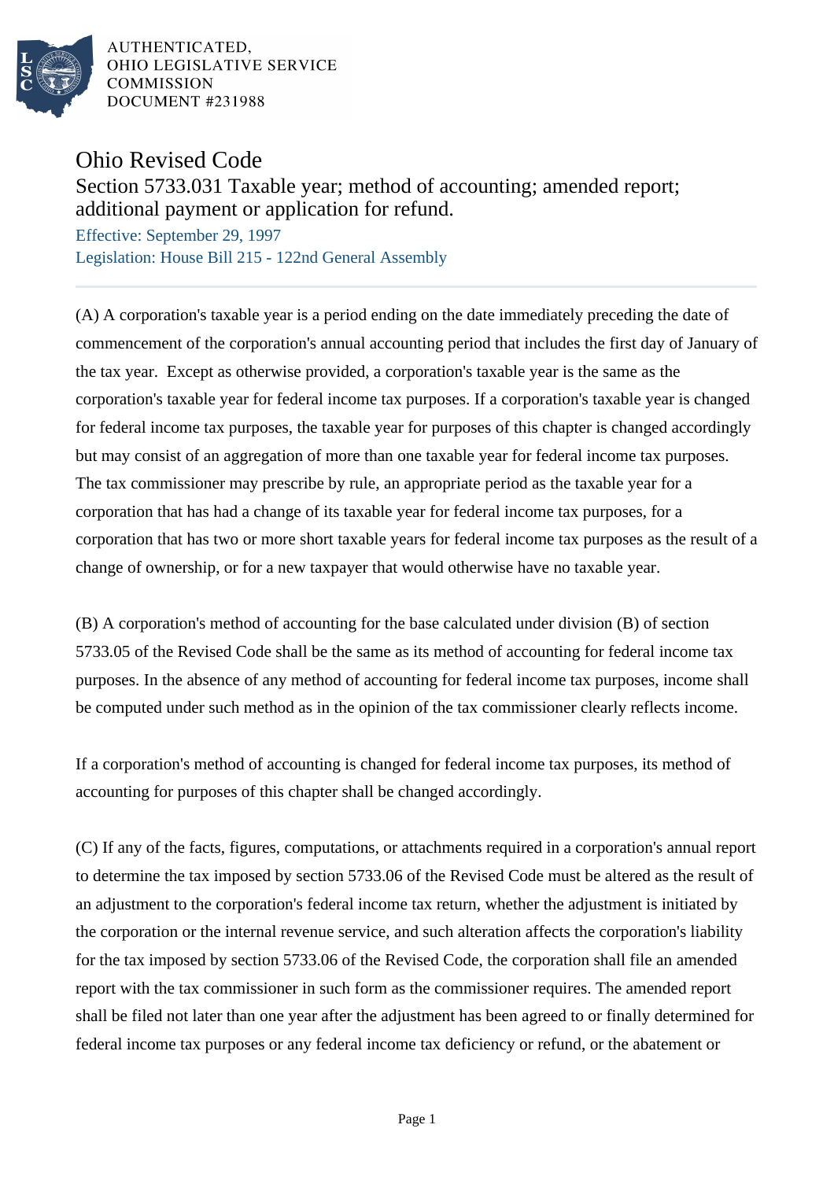AUTHENTICATED,
OHIO LEGISLATIVE SERVICE
COMMISSION
DOCUMENT #231988

# Ohio Revised Code

## Section 5733.031 Taxable year; method of accounting; amended report; additional payment or application for refund.

Effective: September 29, 1997
Legislation: House Bill 215 - 122nd General Assembly

(A) A corporation's taxable year is a period ending on the date immediately preceding the date of commencement of the corporation's annual accounting period that includes the first day of January of the tax year. Except as otherwise provided, a corporation's taxable year is the same as the corporation's taxable year for federal income tax purposes. If a corporation's taxable year is changed for federal income tax purposes, the taxable year for purposes of this chapter is changed accordingly but may consist of an aggregation of more than one taxable year for federal income tax purposes. The tax commissioner may prescribe by rule, an appropriate period as the taxable year for a corporation that has had a change of its taxable year for federal income tax purposes, for a corporation that has two or more short taxable years for federal income tax purposes as the result of a change of ownership, or for a new taxpayer that would otherwise have no taxable year.

(B) A corporation's method of accounting for the base calculated under division (B) of section 5733.05 of the Revised Code shall be the same as its method of accounting for federal income tax purposes. In the absence of any method of accounting for federal income tax purposes, income shall be computed under such method as in the opinion of the tax commissioner clearly reflects income.

If a corporation's method of accounting is changed for federal income tax purposes, its method of accounting for purposes of this chapter shall be changed accordingly.

(C) If any of the facts, figures, computations, or attachments required in a corporation's annual report to determine the tax imposed by section 5733.06 of the Revised Code must be altered as the result of an adjustment to the corporation's federal income tax return, whether the adjustment is initiated by the corporation or the internal revenue service, and such alteration affects the corporation's liability for the tax imposed by section 5733.06 of the Revised Code, the corporation shall file an amended report with the tax commissioner in such form as the commissioner requires. The amended report shall be filed not later than one year after the adjustment has been agreed to or finally determined for federal income tax purposes or any federal income tax deficiency or refund, or the abatement or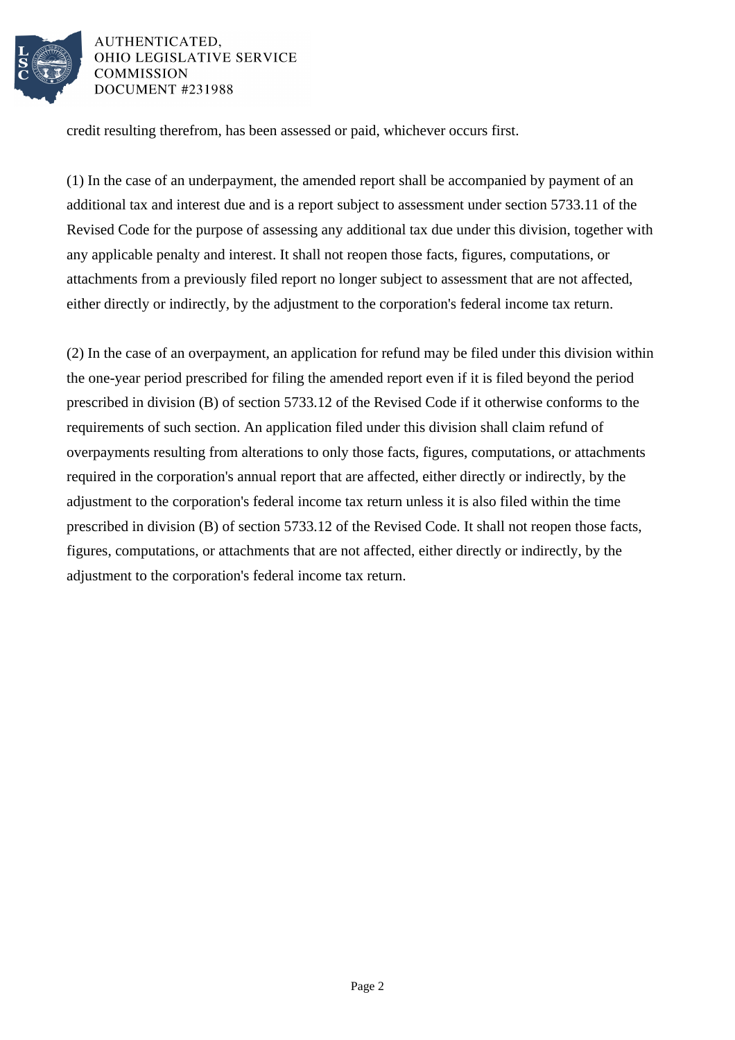credit resulting therefrom, has been assessed or paid, whichever occurs first.

(1) In the case of an underpayment, the amended report shall be accompanied by payment of an additional tax and interest due and is a report subject to assessment under section 5733.11 of the Revised Code for the purpose of assessing any additional tax due under this division, together with any applicable penalty and interest. It shall not reopen those facts, figures, computations, or attachments from a previously filed report no longer subject to assessment that are not affected, either directly or indirectly, by the adjustment to the corporation's federal income tax return.

(2) In the case of an overpayment, an application for refund may be filed under this division within the one-year period prescribed for filing the amended report even if it is filed beyond the period prescribed in division (B) of section 5733.12 of the Revised Code if it otherwise conforms to the requirements of such section. An application filed under this division shall claim refund of overpayments resulting from alterations to only those facts, figures, computations, or attachments required in the corporation's annual report that are affected, either directly or indirectly, by the adjustment to the corporation's federal income tax return unless it is also filed within the time prescribed in division (B) of section 5733.12 of the Revised Code. It shall not reopen those facts, figures, computations, or attachments that are not affected, either directly or indirectly, by the adjustment to the corporation's federal income tax return.